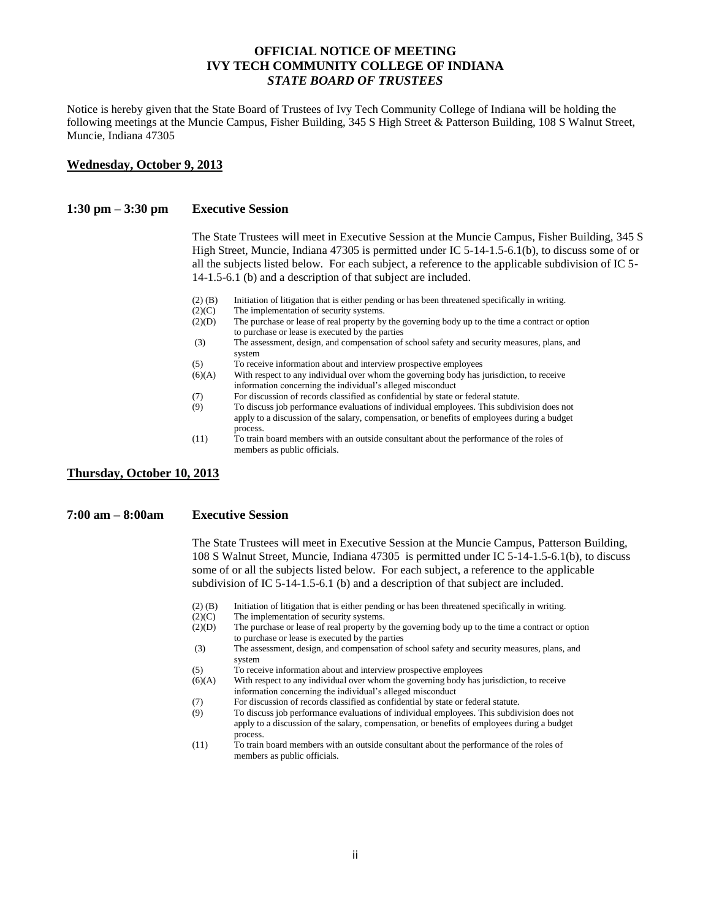# OFFICIAL NOTICE OF MEETING
# IVY TECH COMMUNITY COLLEGE OF INDIANA
# *STATE BOARD OF TRUSTEES*

Notice is hereby given that the State Board of Trustees of Ivy Tech Community College of Indiana will be holding the following meetings at the Muncie Campus, Fisher Building, 345 S High Street & Patterson Building, 108 S Walnut Street, Muncie, Indiana 47305

## **Wednesday, October 9, 2013**

### 1:30 pm – 3:30 pm Executive Session

The State Trustees will meet in Executive Session at the Muncie Campus, Fisher Building, 345 S High Street, Muncie, Indiana 47305 is permitted under IC 5-14-1.5-6.1(b), to discuss some of or all the subjects listed below. For each subject, a reference to the applicable subdivision of IC 5-14-1.5-6.1 (b) and a description of that subject are included.

- (2) (B) Initiation of litigation that is either pending or has been threatened specifically in writing.
- (2)(C) The implementation of security systems.
- (2)(D) The purchase or lease of real property by the governing body up to the time a contract or option to purchase or lease is executed by the parties
- (3) The assessment, design, and compensation of school safety and security measures, plans, and system
- (5) To receive information about and interview prospective employees
- (6)(A) With respect to any individual over whom the governing body has jurisdiction, to receive information concerning the individual's alleged misconduct
- (7) For discussion of records classified as confidential by state or federal statute.
- (9) To discuss job performance evaluations of individual employees. This subdivision does not apply to a discussion of the salary, compensation, or benefits of employees during a budget process.
- (11) To train board members with an outside consultant about the performance of the roles of members as public officials.

## **Thursday, October 10, 2013**

### 7:00 am – 8:00am Executive Session

The State Trustees will meet in Executive Session at the Muncie Campus, Patterson Building, 108 S Walnut Street, Muncie, Indiana 47305 is permitted under IC 5-14-1.5-6.1(b), to discuss some of or all the subjects listed below. For each subject, a reference to the applicable subdivision of IC 5-14-1.5-6.1 (b) and a description of that subject are included.

- (2) (B) Initiation of litigation that is either pending or has been threatened specifically in writing.
- (2)(C) The implementation of security systems.
- (2)(D) The purchase or lease of real property by the governing body up to the time a contract or option to purchase or lease is executed by the parties
- (3) The assessment, design, and compensation of school safety and security measures, plans, and system
- (5) To receive information about and interview prospective employees
- (6)(A) With respect to any individual over whom the governing body has jurisdiction, to receive information concerning the individual's alleged misconduct
- (7) For discussion of records classified as confidential by state or federal statute.
- (9) To discuss job performance evaluations of individual employees. This subdivision does not apply to a discussion of the salary, compensation, or benefits of employees during a budget process.
- (11) To train board members with an outside consultant about the performance of the roles of members as public officials.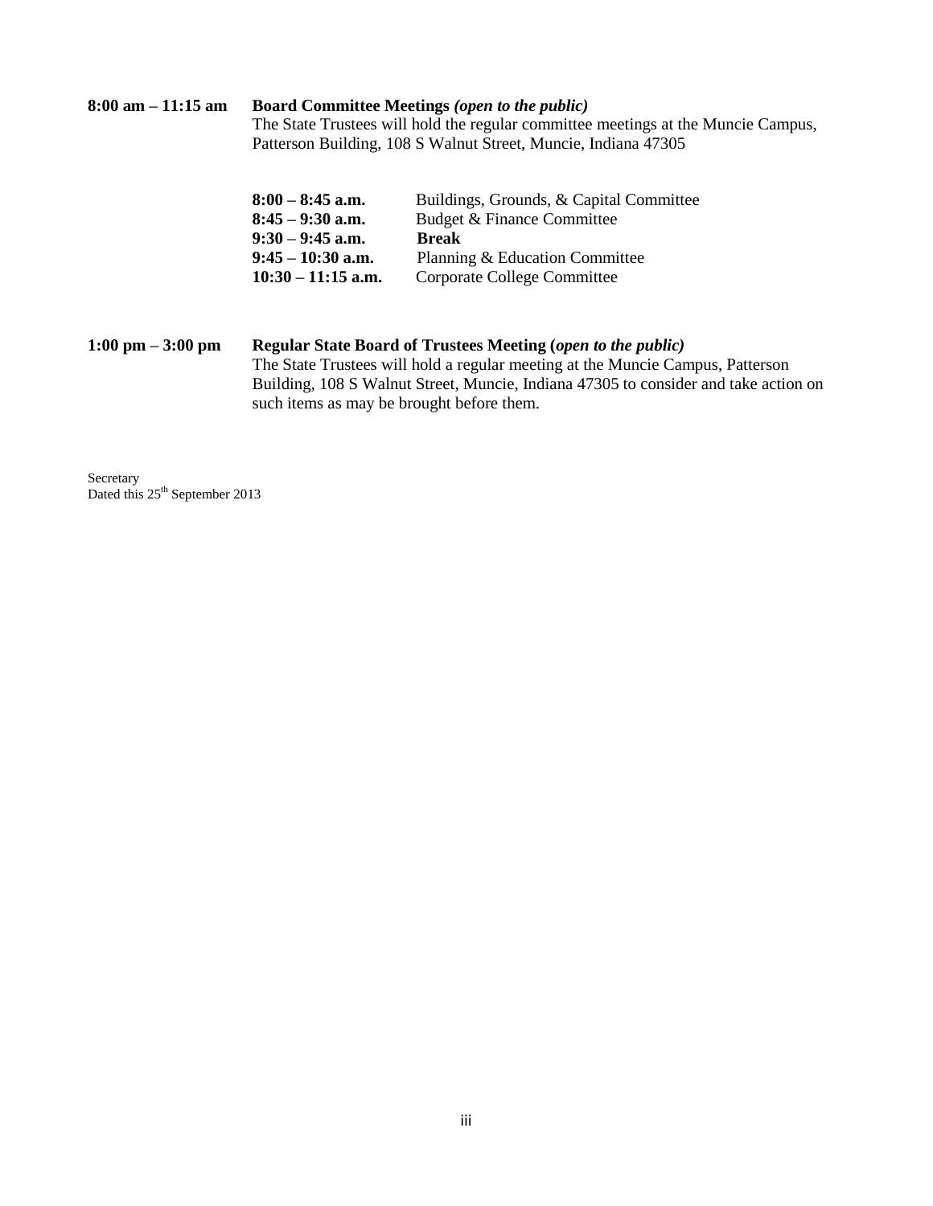**8:00 am – 11:15 am** **Board Committee Meetings *(open to the public)***

The State Trustees will hold the regular committee meetings at the Muncie Campus, Patterson Building, 108 S Walnut Street, Muncie, Indiana 47305

| | |
|---|---|
| **8:00 – 8:45 a.m.** | Buildings, Grounds, & Capital Committee |
| **8:45 – 9:30 a.m.** | Budget & Finance Committee |
| **9:30 – 9:45 a.m.** | **Break** |
| **9:45 – 10:30 a.m.** | Planning & Education Committee |
| **10:30 – 11:15 a.m.** | Corporate College Committee |

**1:00 pm – 3:00 pm** **Regular State Board of Trustees Meeting (*open to the public)***

The State Trustees will hold a regular meeting at the Muncie Campus, Patterson Building, 108 S Walnut Street, Muncie, Indiana 47305 to consider and take action on such items as may be brought before them.

Secretary
Dated this 25th September 2013